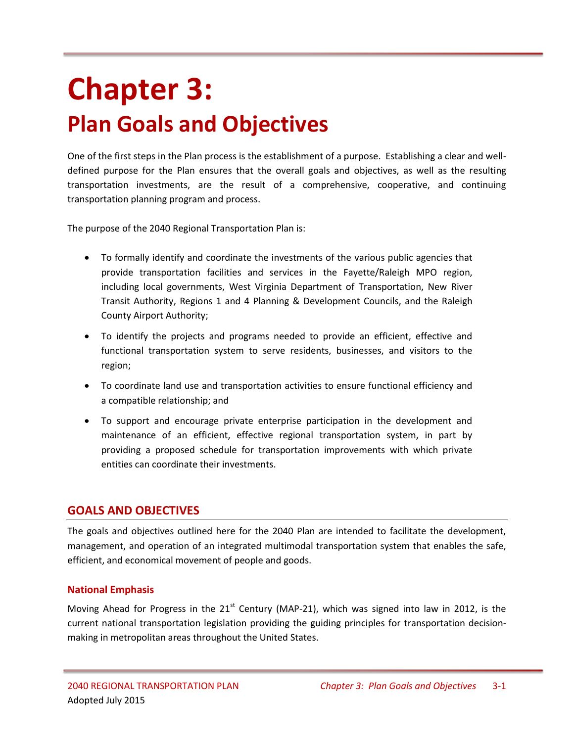# Chapter 3:

## Plan Goals and Objectives

One of the first steps in the Plan process is the establishment of a purpose. Establishing a clear and well-defined purpose for the Plan ensures that the overall goals and objectives, as well as the resulting transportation investments, are the result of a comprehensive, cooperative, and continuing transportation planning program and process.

The purpose of the 2040 Regional Transportation Plan is:

- To formally identify and coordinate the investments of the various public agencies that provide transportation facilities and services in the Fayette/Raleigh MPO region, including local governments, West Virginia Department of Transportation, New River Transit Authority, Regions 1 and 4 Planning & Development Councils, and the Raleigh County Airport Authority;
- To identify the projects and programs needed to provide an efficient, effective and functional transportation system to serve residents, businesses, and visitors to the region;
- To coordinate land use and transportation activities to ensure functional efficiency and a compatible relationship; and
- To support and encourage private enterprise participation in the development and maintenance of an efficient, effective regional transportation system, in part by providing a proposed schedule for transportation improvements with which private entities can coordinate their investments.

## GOALS AND OBJECTIVES

The goals and objectives outlined here for the 2040 Plan are intended to facilitate the development, management, and operation of an integrated multimodal transportation system that enables the safe, efficient, and economical movement of people and goods.

### National Emphasis

Moving Ahead for Progress in the 21st Century (MAP-21), which was signed into law in 2012, is the current national transportation legislation providing the guiding principles for transportation decision-making in metropolitan areas throughout the United States.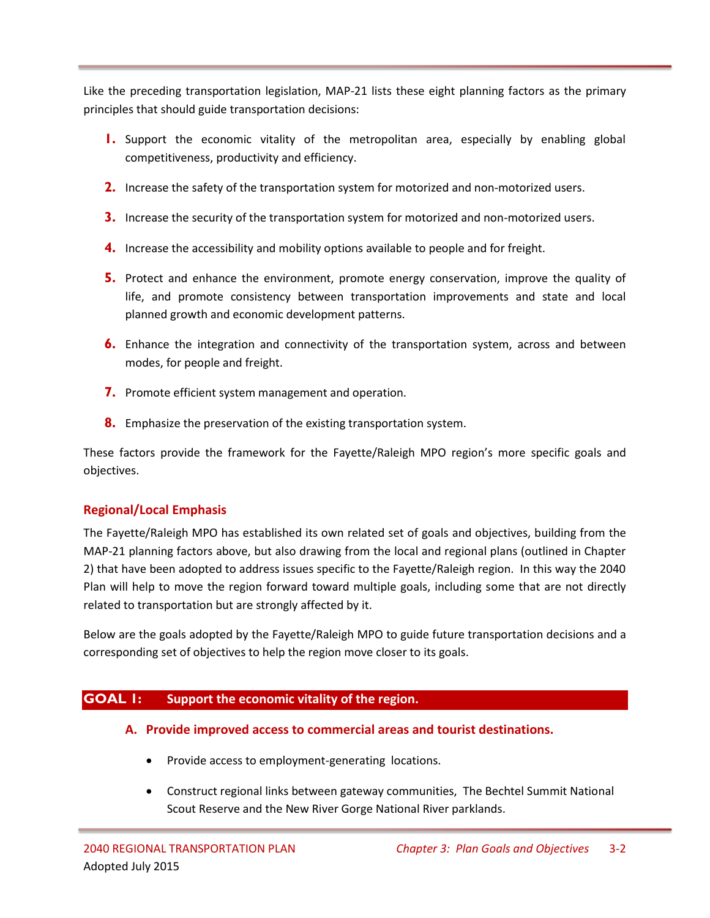Like the preceding transportation legislation, MAP-21 lists these eight planning factors as the primary principles that should guide transportation decisions:

1. Support the economic vitality of the metropolitan area, especially by enabling global competitiveness, productivity and efficiency.
2. Increase the safety of the transportation system for motorized and non-motorized users.
3. Increase the security of the transportation system for motorized and non-motorized users.
4. Increase the accessibility and mobility options available to people and for freight.
5. Protect and enhance the environment, promote energy conservation, improve the quality of life, and promote consistency between transportation improvements and state and local planned growth and economic development patterns.
6. Enhance the integration and connectivity of the transportation system, across and between modes, for people and freight.
7. Promote efficient system management and operation.
8. Emphasize the preservation of the existing transportation system.

These factors provide the framework for the Fayette/Raleigh MPO region's more specific goals and objectives.

### Regional/Local Emphasis

The Fayette/Raleigh MPO has established its own related set of goals and objectives, building from the MAP-21 planning factors above, but also drawing from the local and regional plans (outlined in Chapter 2) that have been adopted to address issues specific to the Fayette/Raleigh region. In this way the 2040 Plan will help to move the region forward toward multiple goals, including some that are not directly related to transportation but are strongly affected by it.

Below are the goals adopted by the Fayette/Raleigh MPO to guide future transportation decisions and a corresponding set of objectives to help the region move closer to its goals.

## GOAL 1: Support the economic vitality of the region.

### A. Provide improved access to commercial areas and tourist destinations.

- Provide access to employment-generating locations.
- Construct regional links between gateway communities, The Bechtel Summit National Scout Reserve and the New River Gorge National River parklands.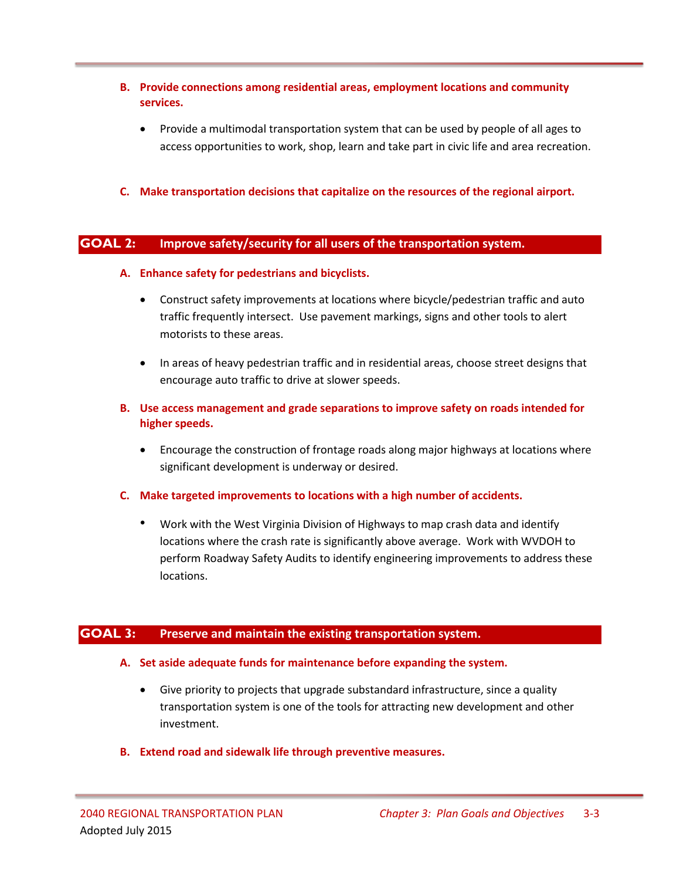**B. Provide connections among residential areas, employment locations and community services.**

- Provide a multimodal transportation system that can be used by people of all ages to access opportunities to work, shop, learn and take part in civic life and area recreation.

**C. Make transportation decisions that capitalize on the resources of the regional airport.**

## GOAL 2: Improve safety/security for all users of the transportation system.

**A. Enhance safety for pedestrians and bicyclists.**

- Construct safety improvements at locations where bicycle/pedestrian traffic and auto traffic frequently intersect. Use pavement markings, signs and other tools to alert motorists to these areas.

- In areas of heavy pedestrian traffic and in residential areas, choose street designs that encourage auto traffic to drive at slower speeds.

**B. Use access management and grade separations to improve safety on roads intended for higher speeds.**

- Encourage the construction of frontage roads along major highways at locations where significant development is underway or desired.

**C. Make targeted improvements to locations with a high number of accidents.**

- Work with the West Virginia Division of Highways to map crash data and identify locations where the crash rate is significantly above average. Work with WVDOH to perform Roadway Safety Audits to identify engineering improvements to address these locations.

## GOAL 3: Preserve and maintain the existing transportation system.

**A. Set aside adequate funds for maintenance before expanding the system.**

- Give priority to projects that upgrade substandard infrastructure, since a quality transportation system is one of the tools for attracting new development and other investment.

**B. Extend road and sidewalk life through preventive measures.**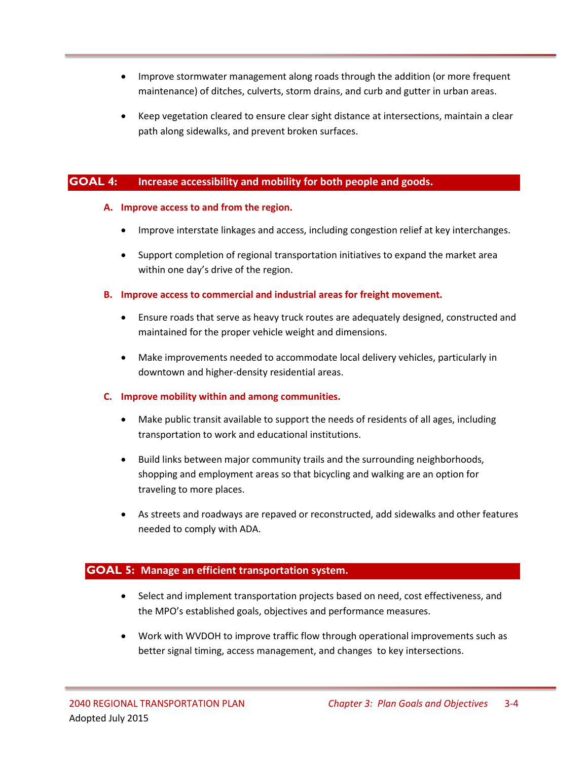- Improve stormwater management along roads through the addition (or more frequent maintenance) of ditches, culverts, storm drains, and curb and gutter in urban areas.

- Keep vegetation cleared to ensure clear sight distance at intersections, maintain a clear path along sidewalks, and prevent broken surfaces.

## GOAL 4: Increase accessibility and mobility for both people and goods.

### A. Improve access to and from the region.

- Improve interstate linkages and access, including congestion relief at key interchanges.

- Support completion of regional transportation initiatives to expand the market area within one day's drive of the region.

### B. Improve access to commercial and industrial areas for freight movement.

- Ensure roads that serve as heavy truck routes are adequately designed, constructed and maintained for the proper vehicle weight and dimensions.

- Make improvements needed to accommodate local delivery vehicles, particularly in downtown and higher-density residential areas.

### C. Improve mobility within and among communities.

- Make public transit available to support the needs of residents of all ages, including transportation to work and educational institutions.

- Build links between major community trails and the surrounding neighborhoods, shopping and employment areas so that bicycling and walking are an option for traveling to more places.

- As streets and roadways are repaved or reconstructed, add sidewalks and other features needed to comply with ADA.

## GOAL 5: Manage an efficient transportation system.

- Select and implement transportation projects based on need, cost effectiveness, and the MPO's established goals, objectives and performance measures.

- Work with WVDOH to improve traffic flow through operational improvements such as better signal timing, access management, and changes to key intersections.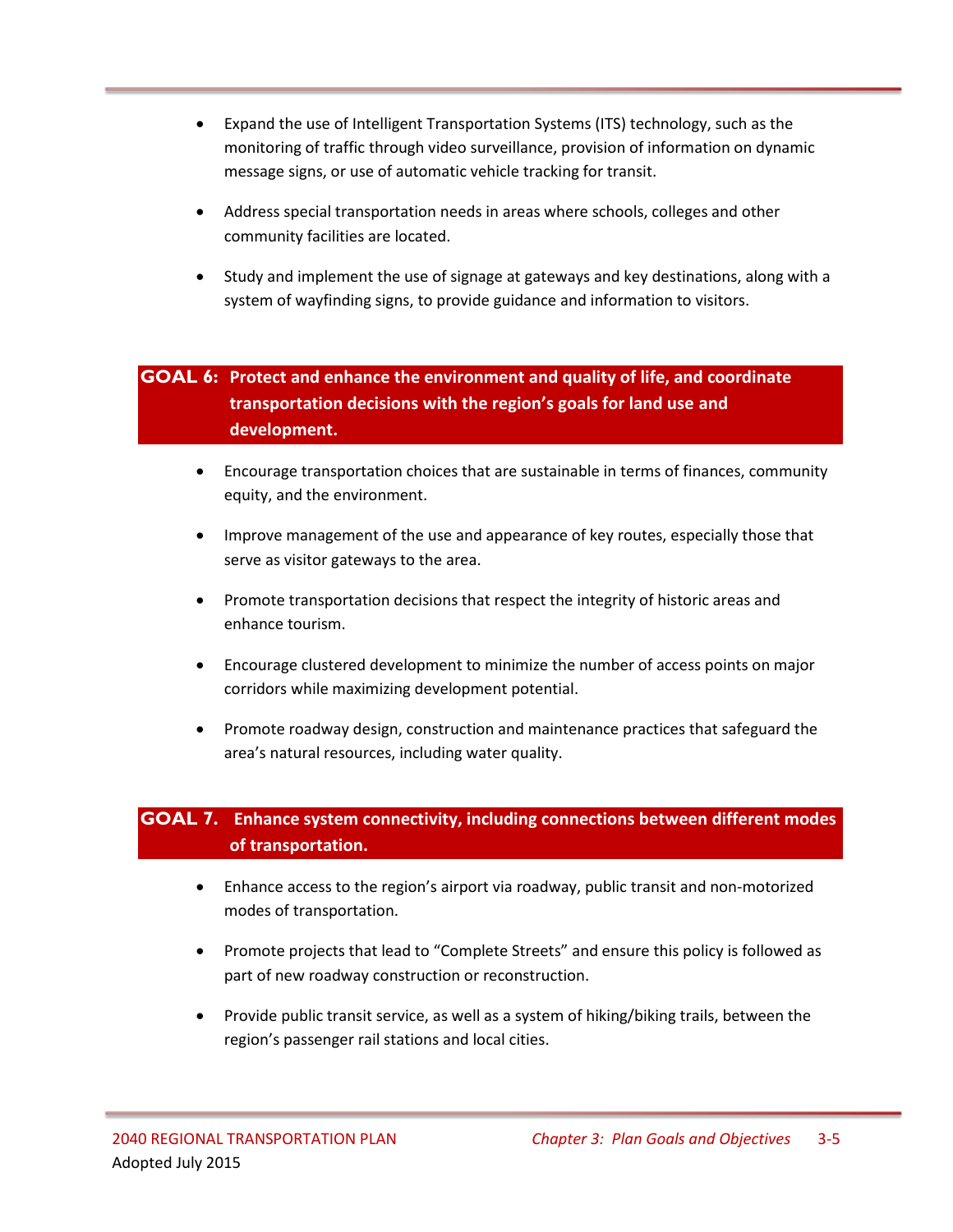- Expand the use of Intelligent Transportation Systems (ITS) technology, such as the monitoring of traffic through video surveillance, provision of information on dynamic message signs, or use of automatic vehicle tracking for transit.

- Address special transportation needs in areas where schools, colleges and other community facilities are located.

- Study and implement the use of signage at gateways and key destinations, along with a system of wayfinding signs, to provide guidance and information to visitors.

## GOAL 6: Protect and enhance the environment and quality of life, and coordinate transportation decisions with the region's goals for land use and development.

- Encourage transportation choices that are sustainable in terms of finances, community equity, and the environment.

- Improve management of the use and appearance of key routes, especially those that serve as visitor gateways to the area.

- Promote transportation decisions that respect the integrity of historic areas and enhance tourism.

- Encourage clustered development to minimize the number of access points on major corridors while maximizing development potential.

- Promote roadway design, construction and maintenance practices that safeguard the area's natural resources, including water quality.

## GOAL 7. Enhance system connectivity, including connections between different modes of transportation.

- Enhance access to the region's airport via roadway, public transit and non-motorized modes of transportation.

- Promote projects that lead to "Complete Streets" and ensure this policy is followed as part of new roadway construction or reconstruction.

- Provide public transit service, as well as a system of hiking/biking trails, between the region's passenger rail stations and local cities.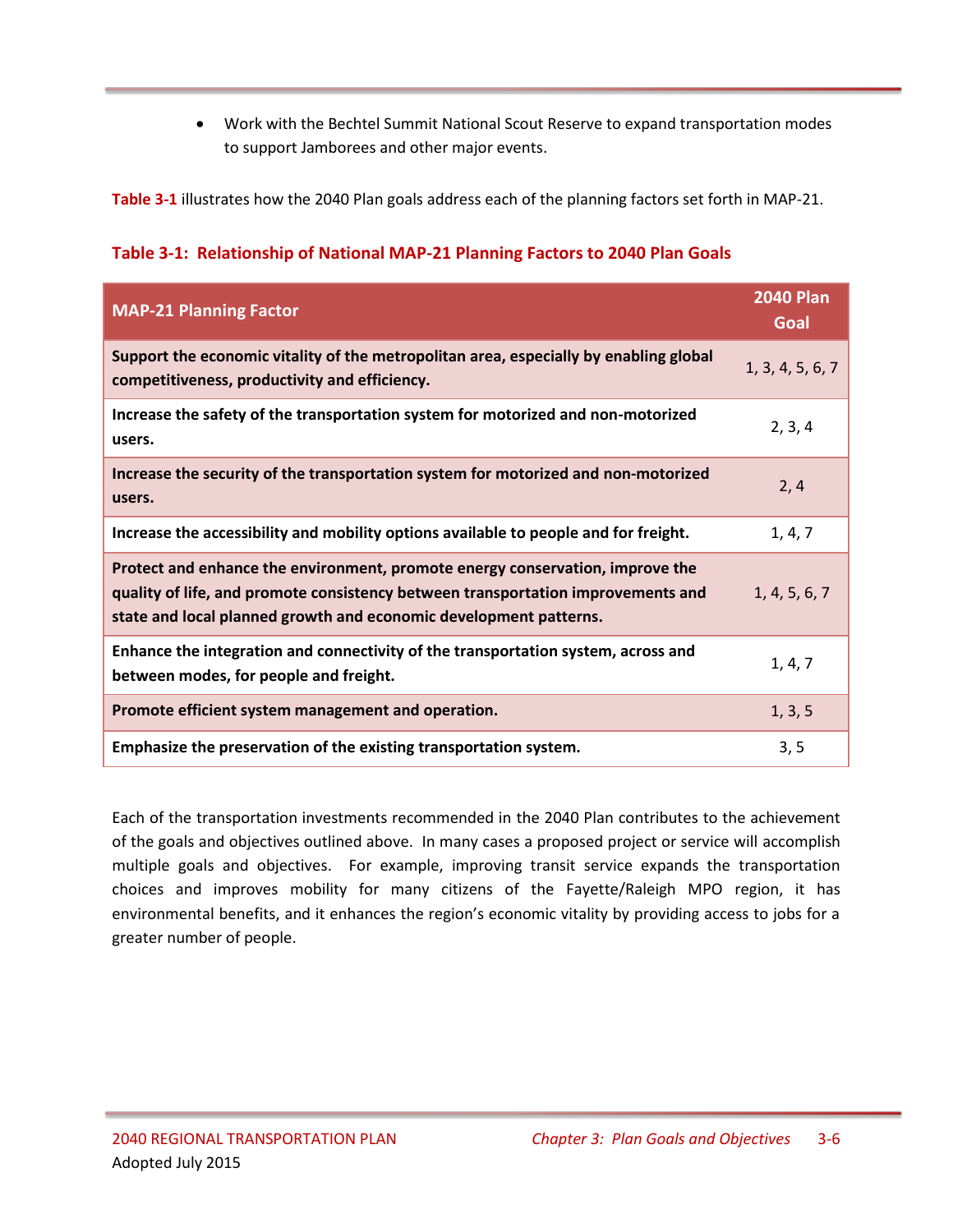- Work with the Bechtel Summit National Scout Reserve to expand transportation modes to support Jamborees and other major events.

**Table 3-1** illustrates how the 2040 Plan goals address each of the planning factors set forth in MAP-21.

### Table 3-1: Relationship of National MAP-21 Planning Factors to 2040 Plan Goals

| MAP-21 Planning Factor | 2040 Plan Goal |
|---|---|
| **Support the economic vitality of the metropolitan area, especially by enabling global competitiveness, productivity and efficiency.** | 1, 3, 4, 5, 6, 7 |
| **Increase the safety of the transportation system for motorized and non-motorized users.** | 2, 3, 4 |
| **Increase the security of the transportation system for motorized and non-motorized users.** | 2, 4 |
| **Increase the accessibility and mobility options available to people and for freight.** | 1, 4, 7 |
| **Protect and enhance the environment, promote energy conservation, improve the quality of life, and promote consistency between transportation improvements and state and local planned growth and economic development patterns.** | 1, 4, 5, 6, 7 |
| **Enhance the integration and connectivity of the transportation system, across and between modes, for people and freight.** | 1, 4, 7 |
| **Promote efficient system management and operation.** | 1, 3, 5 |
| **Emphasize the preservation of the existing transportation system.** | 3, 5 |

Each of the transportation investments recommended in the 2040 Plan contributes to the achievement of the goals and objectives outlined above. In many cases a proposed project or service will accomplish multiple goals and objectives. For example, improving transit service expands the transportation choices and improves mobility for many citizens of the Fayette/Raleigh MPO region, it has environmental benefits, and it enhances the region's economic vitality by providing access to jobs for a greater number of people.